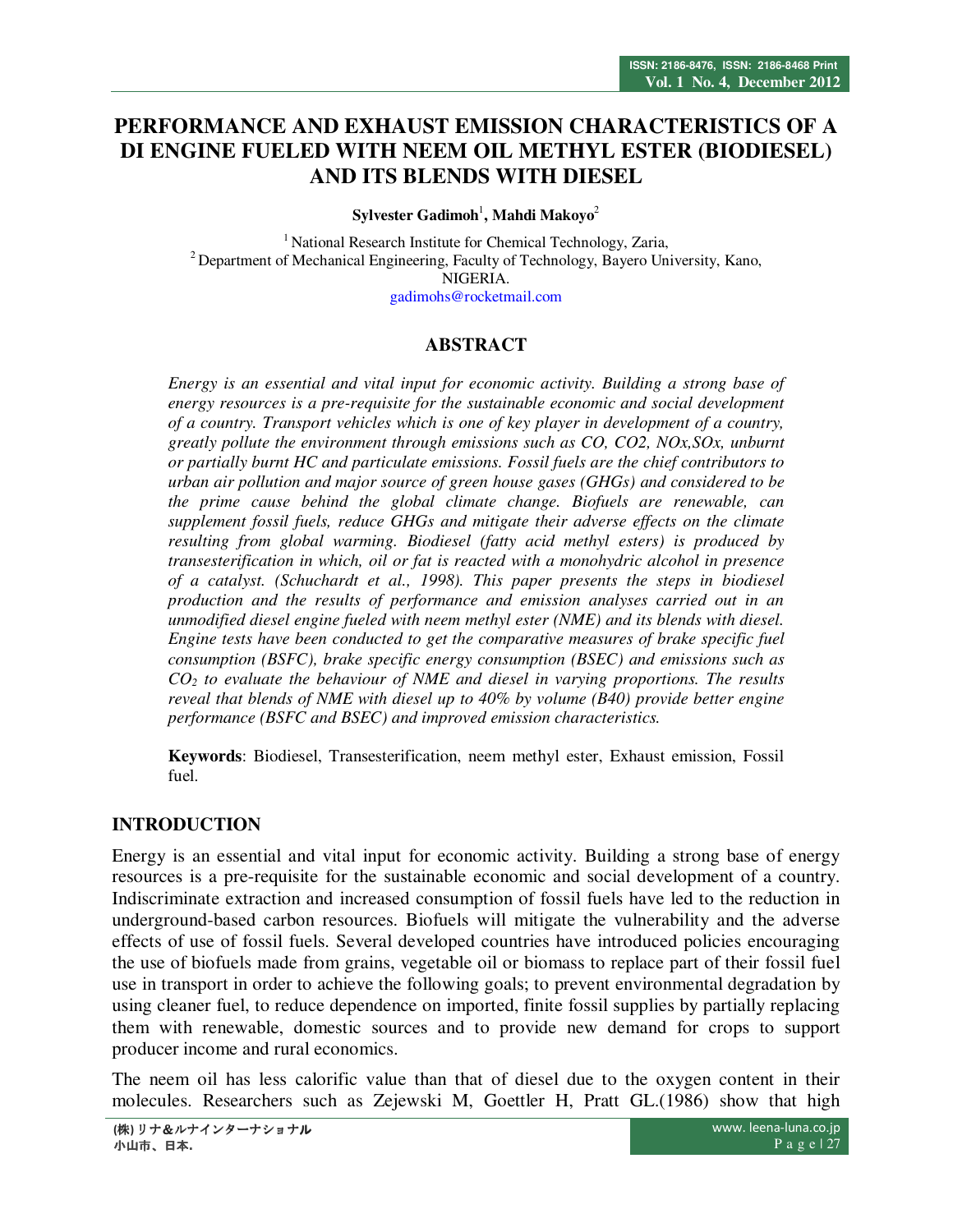# PERFORMANCE AND EXHAUST EMISSION CHARACTERISTICS OF A DI ENGINE FUELED WITH NEEM OIL METHYL ESTER (BIODIESEL) AND ITS BLENDS WITH DIESEL

**Sylvester Gadimoh**[1]**, Mahdi Makoyo**[2]

[1] National Research Institute for Chemical Technology, Zaria,
[2] Department of Mechanical Engineering, Faculty of Technology, Bayero University, Kano, NIGERIA.
gadimohs@rocketmail.com

## ABSTRACT

*Energy is an essential and vital input for economic activity. Building a strong base of energy resources is a pre-requisite for the sustainable economic and social development of a country. Transport vehicles which is one of key player in development of a country, greatly pollute the environment through emissions such as CO, CO2, NOx,SOx, unburnt or partially burnt HC and particulate emissions. Fossil fuels are the chief contributors to urban air pollution and major source of green house gases (GHGs) and considered to be the prime cause behind the global climate change. Biofuels are renewable, can supplement fossil fuels, reduce GHGs and mitigate their adverse effects on the climate resulting from global warming. Biodiesel (fatty acid methyl esters) is produced by transesterification in which, oil or fat is reacted with a monohydric alcohol in presence of a catalyst. (Schuchardt et al., 1998). This paper presents the steps in biodiesel production and the results of performance and emission analyses carried out in an unmodified diesel engine fueled with neem methyl ester (NME) and its blends with diesel. Engine tests have been conducted to get the comparative measures of brake specific fuel consumption (BSFC), brake specific energy consumption (BSEC) and emissions such as* $CO_2$ *to evaluate the behaviour of NME and diesel in varying proportions. The results reveal that blends of NME with diesel up to 40% by volume (B40) provide better engine performance (BSFC and BSEC) and improved emission characteristics.*

**Keywords**: Biodiesel, Transesterification, neem methyl ester, Exhaust emission, Fossil fuel.

## INTRODUCTION

Energy is an essential and vital input for economic activity. Building a strong base of energy resources is a pre-requisite for the sustainable economic and social development of a country. Indiscriminate extraction and increased consumption of fossil fuels have led to the reduction in underground-based carbon resources. Biofuels will mitigate the vulnerability and the adverse effects of use of fossil fuels. Several developed countries have introduced policies encouraging the use of biofuels made from grains, vegetable oil or biomass to replace part of their fossil fuel use in transport in order to achieve the following goals; to prevent environmental degradation by using cleaner fuel, to reduce dependence on imported, finite fossil supplies by partially replacing them with renewable, domestic sources and to provide new demand for crops to support producer income and rural economics.

The neem oil has less calorific value than that of diesel due to the oxygen content in their molecules. Researchers such as Zejewski M, Goettler H, Pratt GL.(1986) show that high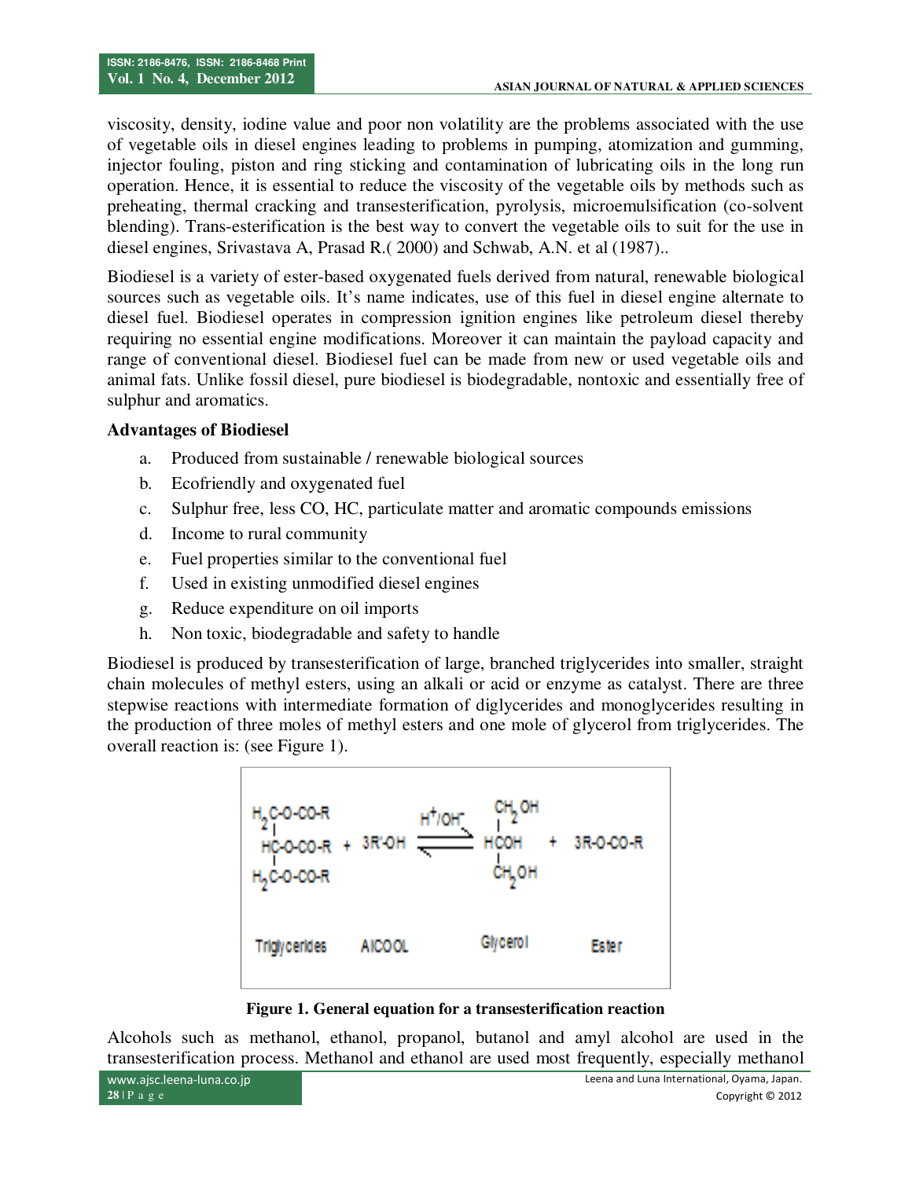viscosity, density, iodine value and poor non volatility are the problems associated with the use of vegetable oils in diesel engines leading to problems in pumping, atomization and gumming, injector fouling, piston and ring sticking and contamination of lubricating oils in the long run operation. Hence, it is essential to reduce the viscosity of the vegetable oils by methods such as preheating, thermal cracking and transesterification, pyrolysis, microemulsification (co-solvent blending). Trans-esterification is the best way to convert the vegetable oils to suit for the use in diesel engines, Srivastava A, Prasad R.( 2000) and Schwab, A.N. et al (1987)..

Biodiesel is a variety of ester-based oxygenated fuels derived from natural, renewable biological sources such as vegetable oils. It's name indicates, use of this fuel in diesel engine alternate to diesel fuel. Biodiesel operates in compression ignition engines like petroleum diesel thereby requiring no essential engine modifications. Moreover it can maintain the payload capacity and range of conventional diesel. Biodiesel fuel can be made from new or used vegetable oils and animal fats. Unlike fossil diesel, pure biodiesel is biodegradable, nontoxic and essentially free of sulphur and aromatics.

**Advantages of Biodiesel**

a. Produced from sustainable / renewable biological sources
b. Ecofriendly and oxygenated fuel
c. Sulphur free, less CO, HC, particulate matter and aromatic compounds emissions
d. Income to rural community
e. Fuel properties similar to the conventional fuel
f. Used in existing unmodified diesel engines
g. Reduce expenditure on oil imports
h. Non toxic, biodegradable and safety to handle

Biodiesel is produced by transesterification of large, branched triglycerides into smaller, straight chain molecules of methyl esters, using an alkali or acid or enzyme as catalyst. There are three stepwise reactions with intermediate formation of diglycerides and monoglycerides resulting in the production of three moles of methyl esters and one mole of glycerol from triglycerides. The overall reaction is: (see Figure 1).

$$\begin{matrix} H_2C\text{-}O\text{-}CO\text{-}R \\ HC\text{-}O\text{-}CO\text{-}R \\ H_2C\text{-}O\text{-}CO\text{-}R \end{matrix} + 3R'OH \underset{}{\overset{H^+/OH^-}{\rightleftharpoons}} \begin{matrix} CH_2OH \\ HCOH \\ CH_2OH \end{matrix} + 3R\text{-}O\text{-}CO\text{-}R$$

Triglycerides AlCOOL Glycerol Ester

**Figure 1. General equation for a transesterification reaction**

Alcohols such as methanol, ethanol, propanol, butanol and amyl alcohol are used in the transesterification process. Methanol and ethanol are used most frequently, especially methanol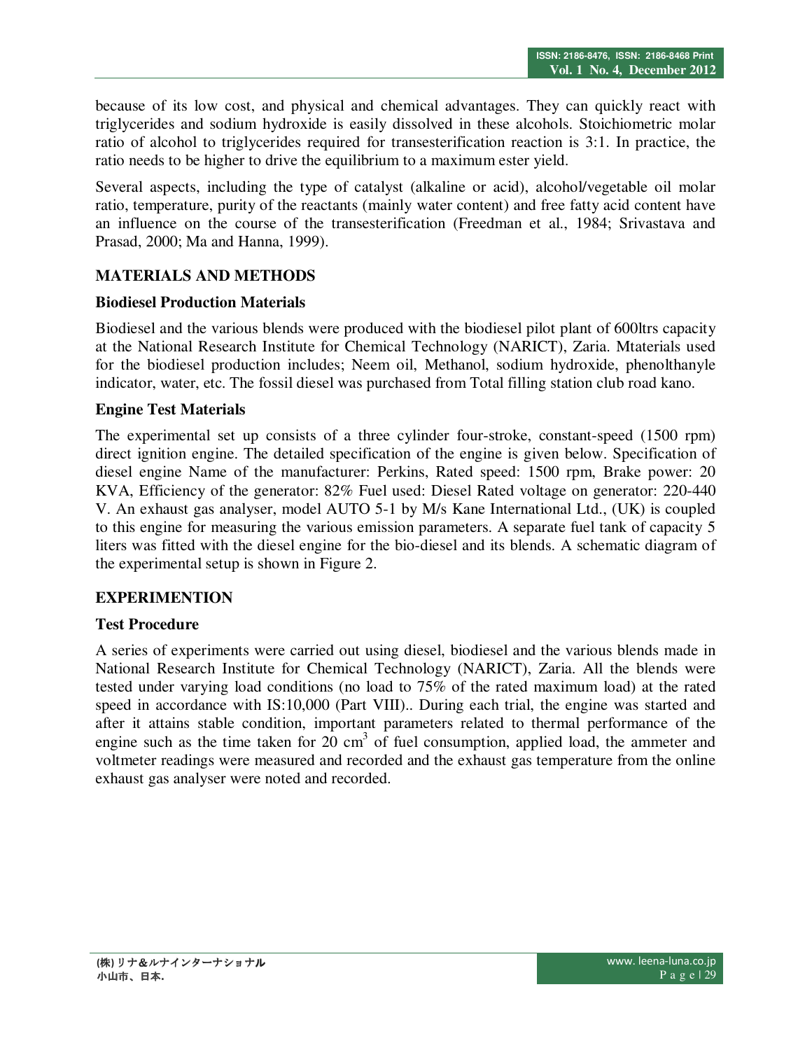because of its low cost, and physical and chemical advantages. They can quickly react with triglycerides and sodium hydroxide is easily dissolved in these alcohols. Stoichiometric molar ratio of alcohol to triglycerides required for transesterification reaction is 3:1. In practice, the ratio needs to be higher to drive the equilibrium to a maximum ester yield.

Several aspects, including the type of catalyst (alkaline or acid), alcohol/vegetable oil molar ratio, temperature, purity of the reactants (mainly water content) and free fatty acid content have an influence on the course of the transesterification (Freedman et al., 1984; Srivastava and Prasad, 2000; Ma and Hanna, 1999).

## MATERIALS AND METHODS

### Biodiesel Production Materials

Biodiesel and the various blends were produced with the biodiesel pilot plant of 600ltrs capacity at the National Research Institute for Chemical Technology (NARICT), Zaria. Mtaterials used for the biodiesel production includes; Neem oil, Methanol, sodium hydroxide, phenolthanyle indicator, water, etc. The fossil diesel was purchased from Total filling station club road kano.

### Engine Test Materials

The experimental set up consists of a three cylinder four-stroke, constant-speed (1500 rpm) direct ignition engine. The detailed specification of the engine is given below. Specification of diesel engine Name of the manufacturer: Perkins, Rated speed: 1500 rpm, Brake power: 20 KVA, Efficiency of the generator: 82% Fuel used: Diesel Rated voltage on generator: 220-440 V. An exhaust gas analyser, model AUTO 5-1 by M/s Kane International Ltd., (UK) is coupled to this engine for measuring the various emission parameters. A separate fuel tank of capacity 5 liters was fitted with the diesel engine for the bio-diesel and its blends. A schematic diagram of the experimental setup is shown in Figure 2.

## EXPERIMENTION

### Test Procedure

A series of experiments were carried out using diesel, biodiesel and the various blends made in National Research Institute for Chemical Technology (NARICT), Zaria. All the blends were tested under varying load conditions (no load to 75% of the rated maximum load) at the rated speed in accordance with IS:10,000 (Part VIII).. During each trial, the engine was started and after it attains stable condition, important parameters related to thermal performance of the engine such as the time taken for 20 $cm^3$ of fuel consumption, applied load, the ammeter and voltmeter readings were measured and recorded and the exhaust gas temperature from the online exhaust gas analyser were noted and recorded.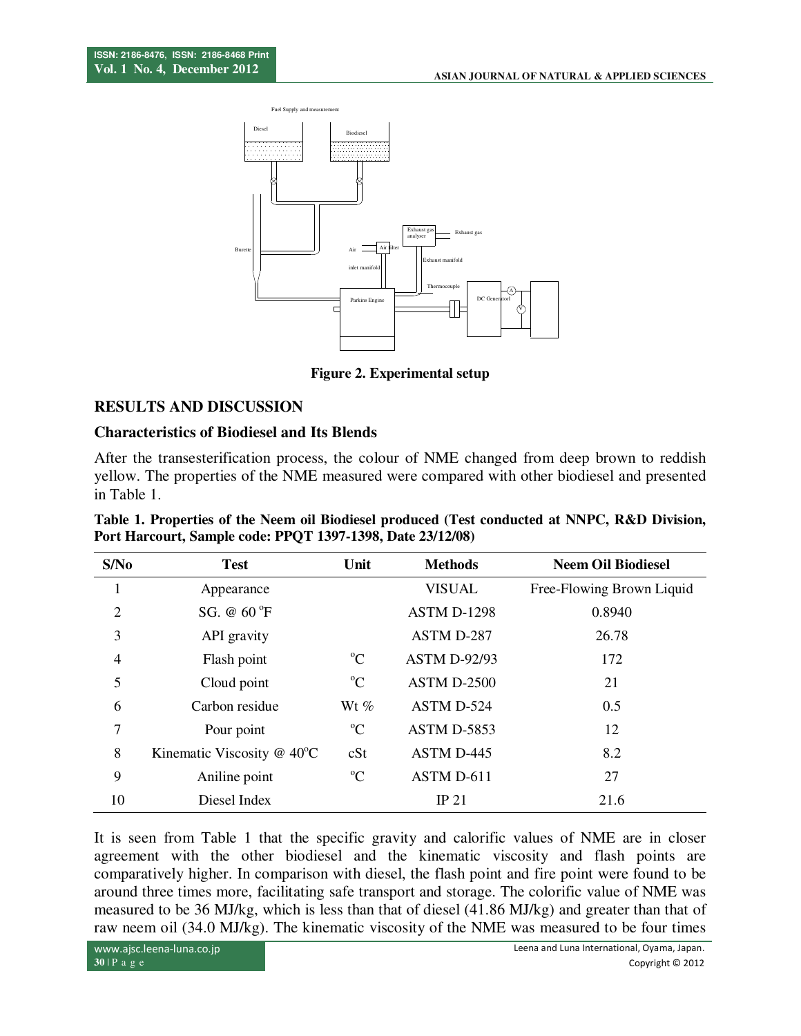Fuel Supply and measurement

Diesel

Biodiesel

Burette

Air

Air filter

inlet manifold

Exhaust gas analyser

Exhaust gas

Exhaust manifold

Thermocouple

Parkins Engine

DC Generator

A

V

**Figure 2. Experimental setup**

## RESULTS AND DISCUSSION

### Characteristics of Biodiesel and Its Blends

After the transesterification process, the colour of NME changed from deep brown to reddish yellow. The properties of the NME measured were compared with other biodiesel and presented in Table 1.

**Table 1. Properties of the Neem oil Biodiesel produced (Test conducted at NNPC, R&D Division, Port Harcourt, Sample code: PPQT 1397-1398, Date 23/12/08)**

| S/No | Test | Unit | Methods | Neem Oil Biodiesel |
|---|---|---|---|---|
| 1 | Appearance | | VISUAL | Free-Flowing Brown Liquid |
| 2 | SG. @ 60 $^{o}$F | | ASTM D-1298 | 0.8940 |
| 3 | API gravity | | ASTM D-287 | 26.78 |
| 4 | Flash point | $^{o}$C | ASTM D-92/93 | 172 |
| 5 | Cloud point | $^{o}$C | ASTM D-2500 | 21 |
| 6 | Carbon residue | Wt % | ASTM D-524 | 0.5 |
| 7 | Pour point | $^{o}$C | ASTM D-5853 | 12 |
| 8 | Kinematic Viscosity @ 40$^{o}$C | cSt | ASTM D-445 | 8.2 |
| 9 | Aniline point | $^{o}$C | ASTM D-611 | 27 |
| 10 | Diesel Index | | IP 21 | 21.6 |

It is seen from Table 1 that the specific gravity and calorific values of NME are in closer agreement with the other biodiesel and the kinematic viscosity and flash points are comparatively higher. In comparison with diesel, the flash point and fire point were found to be around three times more, facilitating safe transport and storage. The colorific value of NME was measured to be 36 MJ/kg, which is less than that of diesel (41.86 MJ/kg) and greater than that of raw neem oil (34.0 MJ/kg). The kinematic viscosity of the NME was measured to be four times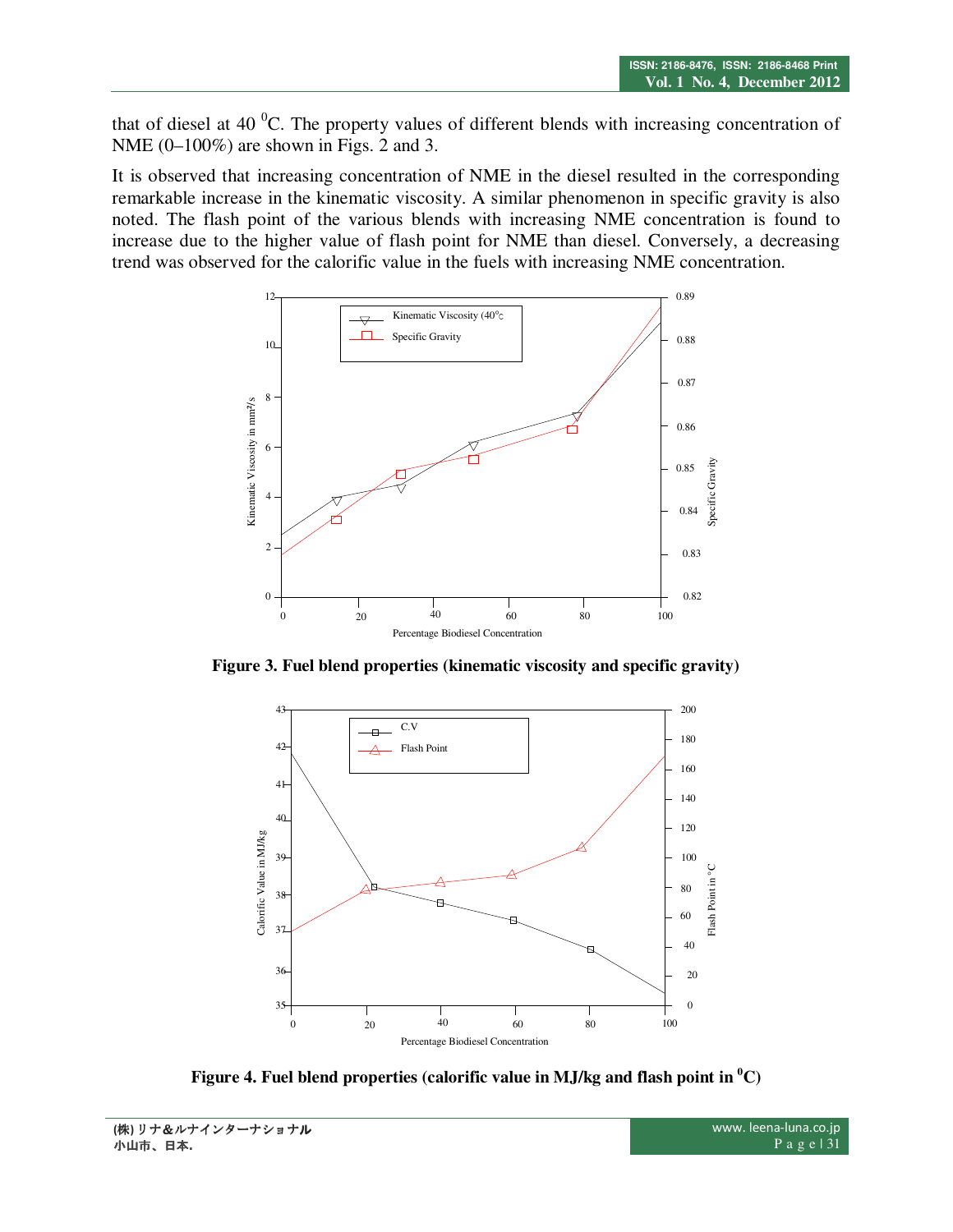that of diesel at 40 $^0$C. The property values of different blends with increasing concentration of NME (0–100%) are shown in Figs. 2 and 3.

It is observed that increasing concentration of NME in the diesel resulted in the corresponding remarkable increase in the kinematic viscosity. A similar phenomenon in specific gravity is also noted. The flash point of the various blends with increasing NME concentration is found to increase due to the higher value of flash point for NME than diesel. Conversely, a decreasing trend was observed for the calorific value in the fuels with increasing NME concentration.

Kinematic Viscosity (40°c
Specific Gravity
Kinematic Viscosity in mm²/s
Specific Gravity
0 2 4 6 8 10 12
0.82 0.83 0.84 0.85 0.86 0.87 0.88 0.89
0 20 40 60 80 100
Percentage Biodiesel Concentration

**Figure 3. Fuel blend properties (kinematic viscosity and specific gravity)**

C.V
Flash Point
Calorific Value in MJ/kg
Flash Point in °C
35 36 37 38 39 40 41 42 43
0 20 40 60 80 100 120 140 160 180 200
0 20 40 60 80 100
Percentage Biodiesel Concentration

**Figure 4. Fuel blend properties (calorific value in MJ/kg and flash point in $^0$C)**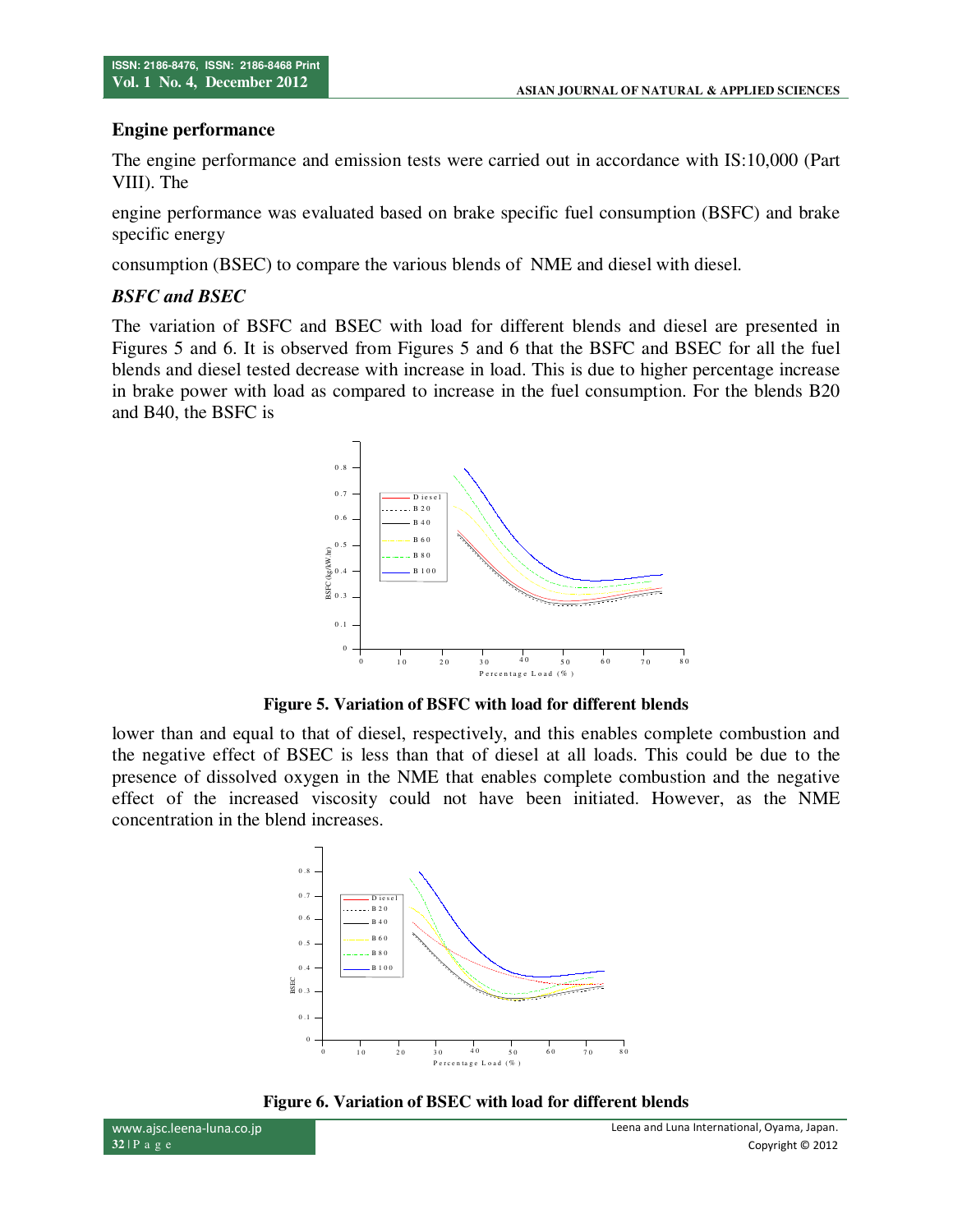## Engine performance

The engine performance and emission tests were carried out in accordance with IS:10,000 (Part VIII). The

engine performance was evaluated based on brake specific fuel consumption (BSFC) and brake specific energy

consumption (BSEC) to compare the various blends of NME and diesel with diesel.

### *BSFC and BSEC*

The variation of BSFC and BSEC with load for different blends and diesel are presented in Figures 5 and 6. It is observed from Figures 5 and 6 that the BSFC and BSEC for all the fuel blends and diesel tested decrease with increase in load. This is due to higher percentage increase in brake power with load as compared to increase in the fuel consumption. For the blends B20 and B40, the BSFC is

BSFC (kg/kW hr)
0.8
0.7
0.6
0.5
0.4
0.3
0.1
0
0 10 20 30 40 50 60 70 80
Percentage Load (%)
Diesel
B20
B40
B60
B80
B100

**Figure 5. Variation of BSFC with load for different blends**

lower than and equal to that of diesel, respectively, and this enables complete combustion and the negative effect of BSEC is less than that of diesel at all loads. This could be due to the presence of dissolved oxygen in the NME that enables complete combustion and the negative effect of the increased viscosity could not have been initiated. However, as the NME concentration in the blend increases.

BSEC
0.8
0.7
0.6
0.5
0.4
0.3
0.1
0
0 10 20 30 40 50 60 70 80
Percentage Load (%)
Diesel
B20
B40
B60
B80
B100

**Figure 6. Variation of BSEC with load for different blends**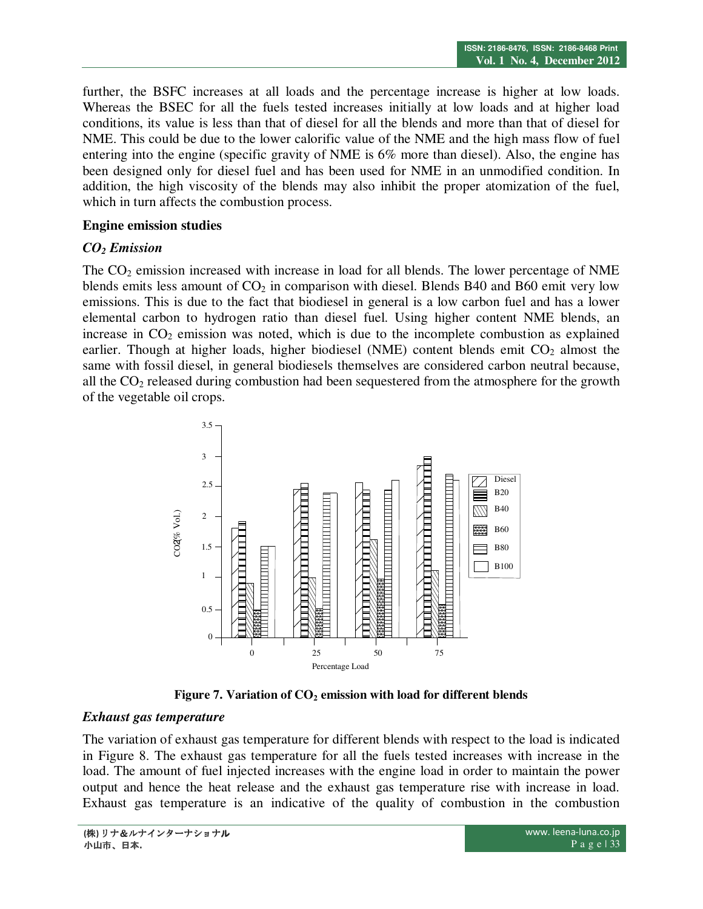further, the BSFC increases at all loads and the percentage increase is higher at low loads. Whereas the BSEC for all the fuels tested increases initially at low loads and at higher load conditions, its value is less than that of diesel for all the blends and more than that of diesel for NME. This could be due to the lower calorific value of the NME and the high mass flow of fuel entering into the engine (specific gravity of NME is 6% more than diesel). Also, the engine has been designed only for diesel fuel and has been used for NME in an unmodified condition. In addition, the high viscosity of the blends may also inhibit the proper atomization of the fuel, which in turn affects the combustion process.

**Engine emission studies**

***$CO_2$ Emission***

The $CO_2$ emission increased with increase in load for all blends. The lower percentage of NME blends emits less amount of $CO_2$ in comparison with diesel. Blends B40 and B60 emit very low emissions. This is due to the fact that biodiesel in general is a low carbon fuel and has a lower elemental carbon to hydrogen ratio than diesel fuel. Using higher content NME blends, an increase in $CO_2$ emission was noted, which is due to the incomplete combustion as explained earlier. Though at higher loads, higher biodiesel (NME) content blends emit $CO_2$ almost the same with fossil diesel, in general biodiesels themselves are considered carbon neutral because, all the $CO_2$ released during combustion had been sequestered from the atmosphere for the growth of the vegetable oil crops.

CO2(% Vol.)
3.5
3
2.5
2
1.5
1
0.5
0
0
25
50
75
Percentage Load
Diesel
B20
B40
B60
B80
B100

**Figure 7. Variation of $CO_2$ emission with load for different blends**

***Exhaust gas temperature***

The variation of exhaust gas temperature for different blends with respect to the load is indicated in Figure 8. The exhaust gas temperature for all the fuels tested increases with increase in the load. The amount of fuel injected increases with the engine load in order to maintain the power output and hence the heat release and the exhaust gas temperature rise with increase in load. Exhaust gas temperature is an indicative of the quality of combustion in the combustion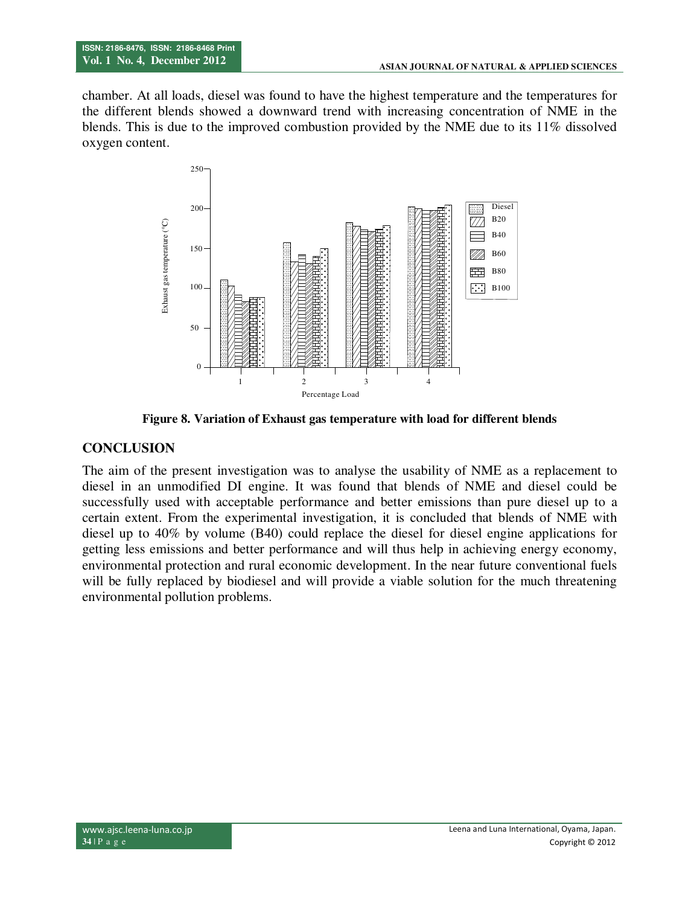chamber. At all loads, diesel was found to have the highest temperature and the temperatures for the different blends showed a downward trend with increasing concentration of NME in the blends. This is due to the improved combustion provided by the NME due to its 11% dissolved oxygen content.

250
200
150
100
50
0
Exhaust gas temperature (°C)
1
2
3
4
Percentage Load
Diesel
B20
B40
B60
B80
B100

**Figure 8. Variation of Exhaust gas temperature with load for different blends**

## CONCLUSION

The aim of the present investigation was to analyse the usability of NME as a replacement to diesel in an unmodified DI engine. It was found that blends of NME and diesel could be successfully used with acceptable performance and better emissions than pure diesel up to a certain extent. From the experimental investigation, it is concluded that blends of NME with diesel up to 40% by volume (B40) could replace the diesel for diesel engine applications for getting less emissions and better performance and will thus help in achieving energy economy, environmental protection and rural economic development. In the near future conventional fuels will be fully replaced by biodiesel and will provide a viable solution for the much threatening environmental pollution problems.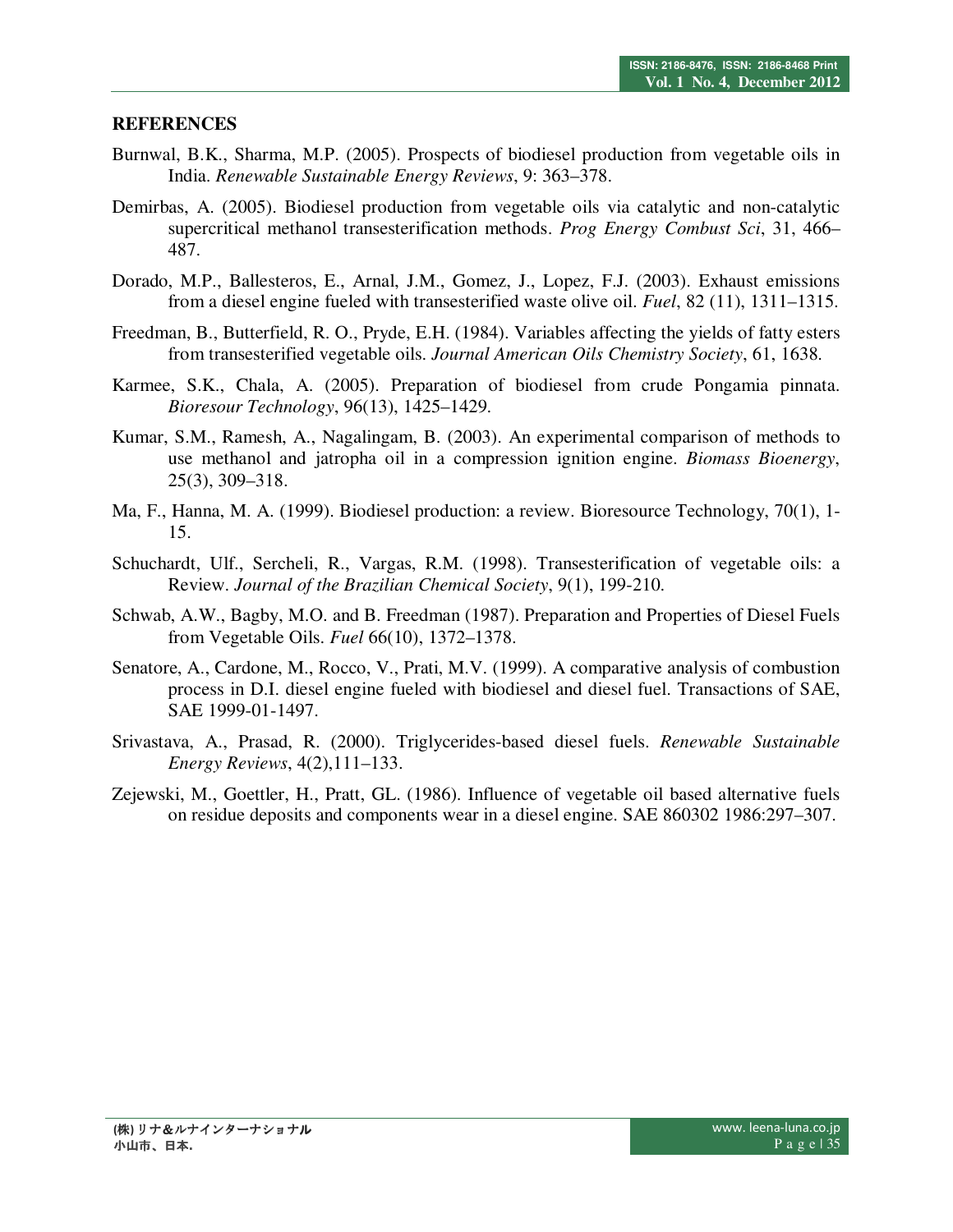## REFERENCES

Burnwal, B.K., Sharma, M.P. (2005). Prospects of biodiesel production from vegetable oils in India. *Renewable Sustainable Energy Reviews*, 9: 363–378.

Demirbas, A. (2005). Biodiesel production from vegetable oils via catalytic and non-catalytic supercritical methanol transesterification methods. *Prog Energy Combust Sci*, 31, 466–487.

Dorado, M.P., Ballesteros, E., Arnal, J.M., Gomez, J., Lopez, F.J. (2003). Exhaust emissions from a diesel engine fueled with transesterified waste olive oil. *Fuel*, 82 (11), 1311–1315.

Freedman, B., Butterfield, R. O., Pryde, E.H. (1984). Variables affecting the yields of fatty esters from transesterified vegetable oils. *Journal American Oils Chemistry Society*, 61, 1638.

Karmee, S.K., Chala, A. (2005). Preparation of biodiesel from crude Pongamia pinnata. *Bioresour Technology*, 96(13), 1425–1429.

Kumar, S.M., Ramesh, A., Nagalingam, B. (2003). An experimental comparison of methods to use methanol and jatropha oil in a compression ignition engine. *Biomass Bioenergy*, 25(3), 309–318.

Ma, F., Hanna, M. A. (1999). Biodiesel production: a review. Bioresource Technology, 70(1), 1-15.

Schuchardt, Ulf., Sercheli, R., Vargas, R.M. (1998). Transesterification of vegetable oils: a Review. *Journal of the Brazilian Chemical Society*, 9(1), 199-210.

Schwab, A.W., Bagby, M.O. and B. Freedman (1987). Preparation and Properties of Diesel Fuels from Vegetable Oils. *Fuel* 66(10), 1372–1378.

Senatore, A., Cardone, M., Rocco, V., Prati, M.V. (1999). A comparative analysis of combustion process in D.I. diesel engine fueled with biodiesel and diesel fuel. Transactions of SAE, SAE 1999-01-1497.

Srivastava, A., Prasad, R. (2000). Triglycerides-based diesel fuels. *Renewable Sustainable Energy Reviews*, 4(2),111–133.

Zejewski, M., Goettler, H., Pratt, GL. (1986). Influence of vegetable oil based alternative fuels on residue deposits and components wear in a diesel engine. SAE 860302 1986:297–307.